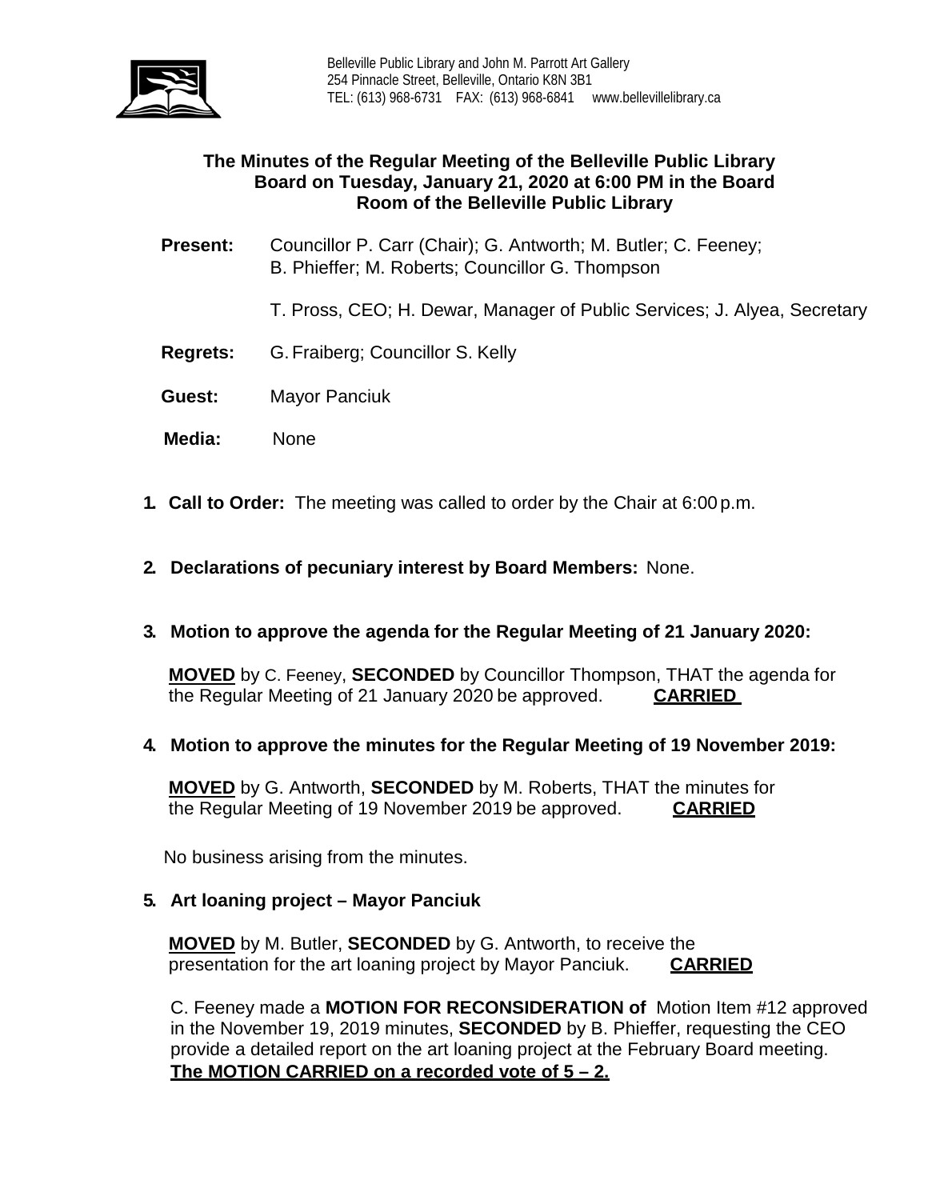Belleville Public Library and John M. Parrott Art Gallery
254 Pinnacle Street, Belleville, Ontario K8N 3B1
TEL: (613) 968-6731 FAX: (613) 968-6841 www.bellevillelibrary.ca

## The Minutes of the Regular Meeting of the Belleville Public Library Board on Tuesday, January 21, 2020 at 6:00 PM in the Board Room of the Belleville Public Library

**Present:** Councillor P. Carr (Chair); G. Antworth; M. Butler; C. Feeney; B. Phieffer; M. Roberts; Councillor G. Thompson

T. Pross, CEO; H. Dewar, Manager of Public Services; J. Alyea, Secretary

**Regrets:** G. Fraiberg; Councillor S. Kelly

**Guest:** Mayor Panciuk

**Media:** None

1. **Call to Order:** The meeting was called to order by the Chair at 6:00 p.m.

2. **Declarations of pecuniary interest by Board Members:** None.

3. **Motion to approve the agenda for the Regular Meeting of 21 January 2020:**

   **MOVED** by C. Feeney, **SECONDED** by Councillor Thompson, THAT the agenda for the Regular Meeting of 21 January 2020 be approved. **CARRIED**

4. **Motion to approve the minutes for the Regular Meeting of 19 November 2019:**

   **MOVED** by G. Antworth, **SECONDED** by M. Roberts, THAT the minutes for the Regular Meeting of 19 November 2019 be approved. **CARRIED**

   No business arising from the minutes.

5. **Art loaning project – Mayor Panciuk**

   **MOVED** by M. Butler, **SECONDED** by G. Antworth, to receive the presentation for the art loaning project by Mayor Panciuk. **CARRIED**

   C. Feeney made a **MOTION FOR RECONSIDERATION of** Motion Item #12 approved in the November 19, 2019 minutes, **SECONDED** by B. Phieffer, requesting the CEO provide a detailed report on the art loaning project at the February Board meeting.
   **The MOTION CARRIED on a recorded vote of 5 – 2.**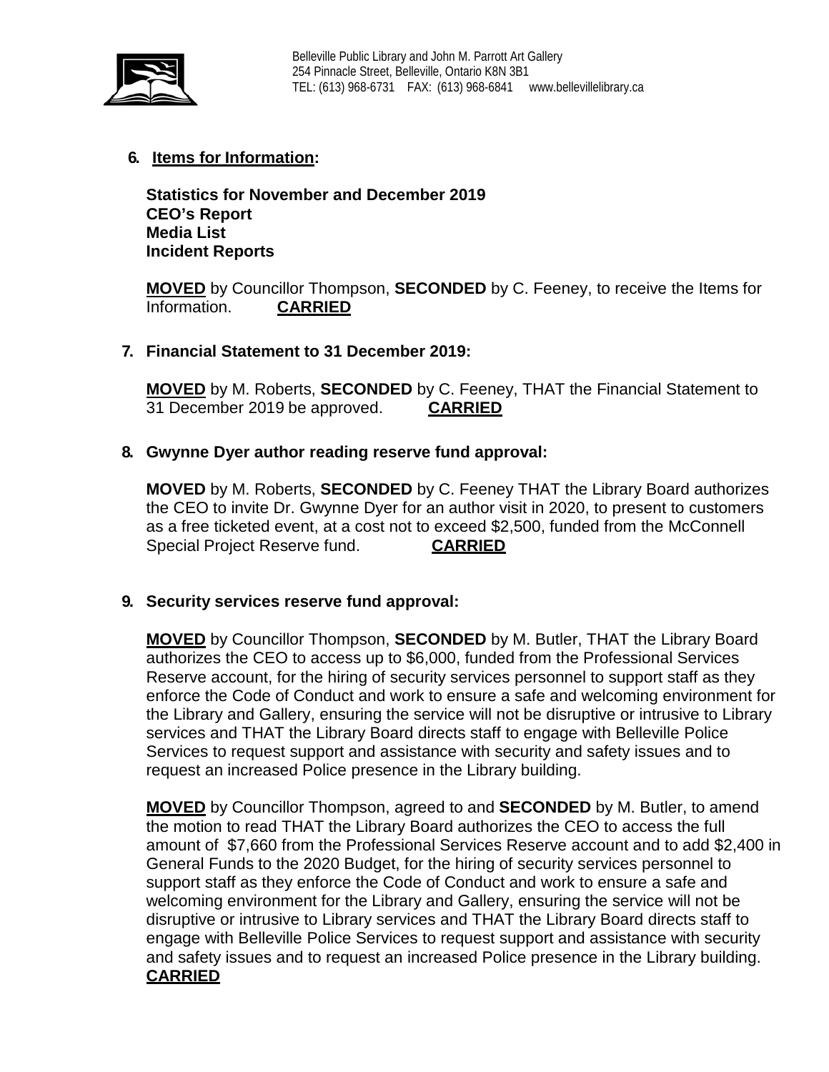6. **Items for Information:**

**Statistics for November and December 2019**
**CEO's Report**
**Media List**
**Incident Reports**

**MOVED** by Councillor Thompson, **SECONDED** by C. Feeney, to receive the Items for Information. **CARRIED**

7. **Financial Statement to 31 December 2019:**

**MOVED** by M. Roberts, **SECONDED** by C. Feeney, THAT the Financial Statement to 31 December 2019 be approved. **CARRIED**

8. **Gwynne Dyer author reading reserve fund approval:**

**MOVED** by M. Roberts, **SECONDED** by C. Feeney THAT the Library Board authorizes the CEO to invite Dr. Gwynne Dyer for an author visit in 2020, to present to customers as a free ticketed event, at a cost not to exceed $2,500, funded from the McConnell Special Project Reserve fund. **CARRIED**

9. **Security services reserve fund approval:**

**MOVED** by Councillor Thompson, **SECONDED** by M. Butler, THAT the Library Board authorizes the CEO to access up to $6,000, funded from the Professional Services Reserve account, for the hiring of security services personnel to support staff as they enforce the Code of Conduct and work to ensure a safe and welcoming environment for the Library and Gallery, ensuring the service will not be disruptive or intrusive to Library services and THAT the Library Board directs staff to engage with Belleville Police Services to request support and assistance with security and safety issues and to request an increased Police presence in the Library building.

**MOVED** by Councillor Thompson, agreed to and **SECONDED** by M. Butler, to amend the motion to read THAT the Library Board authorizes the CEO to access the full amount of $7,660 from the Professional Services Reserve account and to add $2,400 in General Funds to the 2020 Budget, for the hiring of security services personnel to support staff as they enforce the Code of Conduct and work to ensure a safe and welcoming environment for the Library and Gallery, ensuring the service will not be disruptive or intrusive to Library services and THAT the Library Board directs staff to engage with Belleville Police Services to request support and assistance with security and safety issues and to request an increased Police presence in the Library building.
**CARRIED**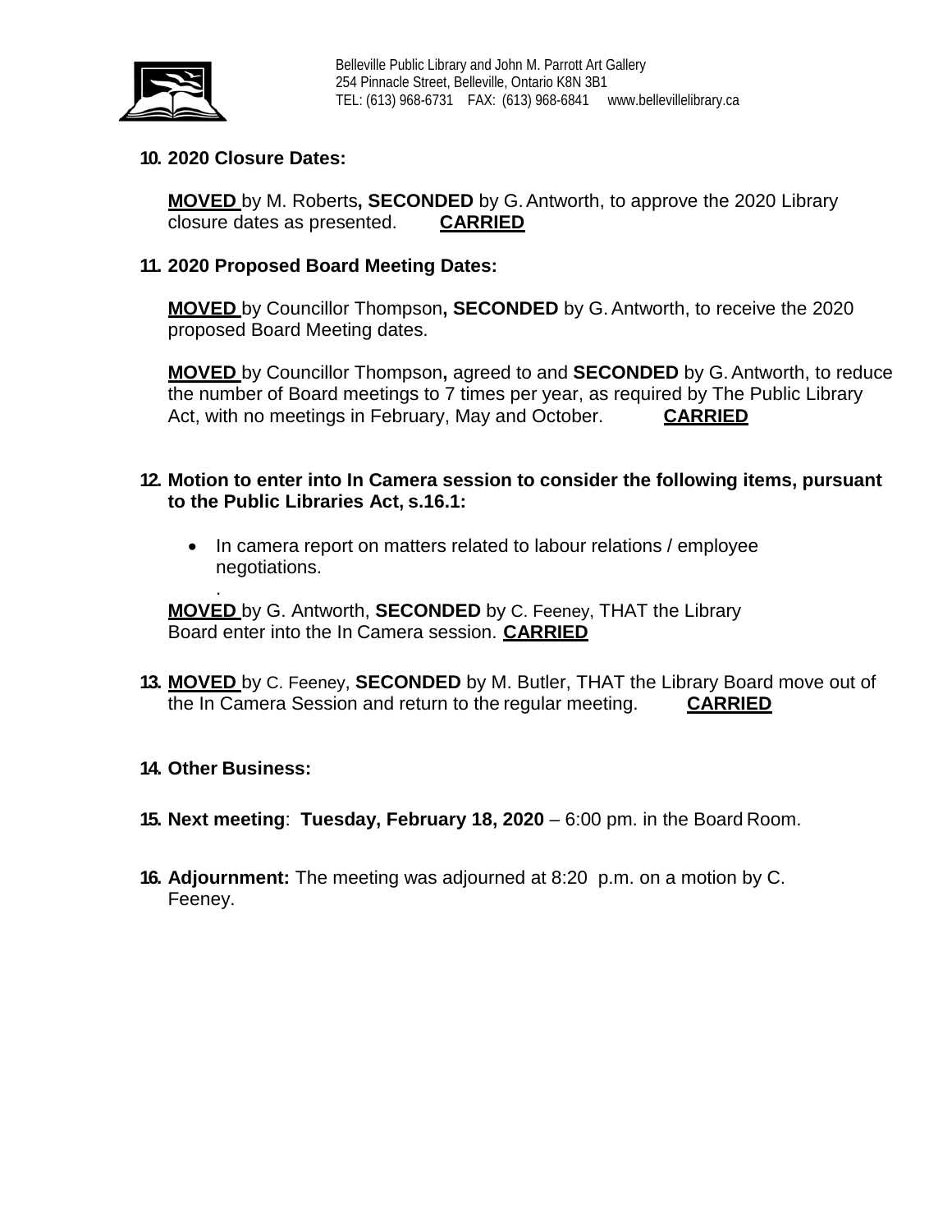**10. 2020 Closure Dates:**

**MOVED** by M. Roberts**, SECONDED** by G. Antworth, to approve the 2020 Library closure dates as presented. **CARRIED**

**11. 2020 Proposed Board Meeting Dates:**

**MOVED** by Councillor Thompson**, SECONDED** by G. Antworth, to receive the 2020 proposed Board Meeting dates.

**MOVED** by Councillor Thompson**,** agreed to and **SECONDED** by G. Antworth, to reduce the number of Board meetings to 7 times per year, as required by The Public Library Act, with no meetings in February, May and October. **CARRIED**

**12. Motion to enter into In Camera session to consider the following items, pursuant to the Public Libraries Act, s.16.1:**

- In camera report on matters related to labour relations / employee negotiations.

**MOVED** by G. Antworth, **SECONDED** by C. Feeney, THAT the Library Board enter into the In Camera session. **CARRIED**

**13. MOVED** by C. Feeney, **SECONDED** by M. Butler, THAT the Library Board move out of the In Camera Session and return to the regular meeting. **CARRIED**

**14. Other Business:**

**15. Next meeting**: **Tuesday, February 18, 2020** – 6:00 pm. in the Board Room.

**16. Adjournment:** The meeting was adjourned at 8:20 p.m. on a motion by C. Feeney.